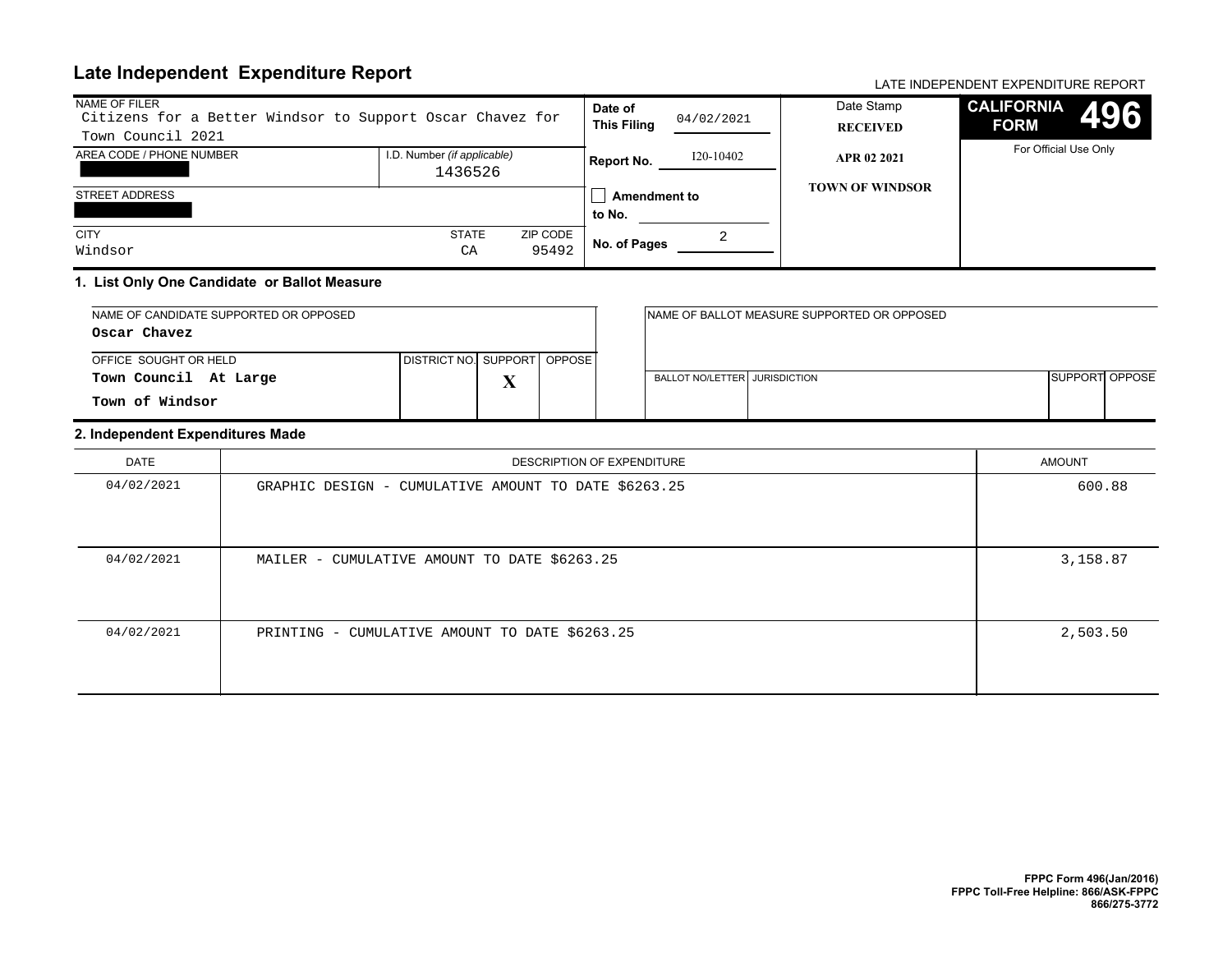# Late Independent Expenditure Report

LATE INDEPENDENT EXPENDITURE REPORT

**CALIFORNIA FORM 496**

For Official Use Only

| NAME OF FILER | | | |
|---|---|---|---|
| Citizens for a Better Windsor to Support Oscar Chavez for Town Council 2021 | | | |
| AREA CODE / PHONE NUMBER | | I.D. Number *(if applicable)* | |
| [redacted] | | 1436526 | |
| STREET ADDRESS | | | |
| [redacted] | | | |
| CITY | | STATE | ZIP CODE |
| Windsor | | CA | 95492 |

**Date of This Filing** 04/02/2021

**Report No.** I20-10402

☐ **Amendment to No.**

**No. of Pages** 2

Date Stamp
**RECEIVED**
**APR 02 2021**
**TOWN OF WINDSOR**

## 1. List Only One Candidate or Ballot Measure

| NAME OF CANDIDATE SUPPORTED OR OPPOSED | | | |
|---|---|---|---|
| **Oscar Chavez** | | | |
| OFFICE SOUGHT OR HELD | DISTRICT NO. | SUPPORT | OPPOSE |
| **Town Council At Large** **Town of Windsor** | | X | |

| NAME OF BALLOT MEASURE SUPPORTED OR OPPOSED | | | |
|---|---|---|---|
| | | | |
| BALLOT NO/LETTER | JURISDICTION | SUPPORT | OPPOSE |
| | | | |

## 2. Independent Expenditures Made

| DATE | DESCRIPTION OF EXPENDITURE | AMOUNT |
|---|---|---|
| 04/02/2021 | GRAPHIC DESIGN - CUMULATIVE AMOUNT TO DATE $6263.25 | 600.88 |
| 04/02/2021 | MAILER - CUMULATIVE AMOUNT TO DATE $6263.25 | 3,158.87 |
| 04/02/2021 | PRINTING - CUMULATIVE AMOUNT TO DATE $6263.25 | 2,503.50 |

**FPPC Form 496(Jan/2016)**
**FPPC Toll-Free Helpline: 866/ASK-FPPC 866/275-3772**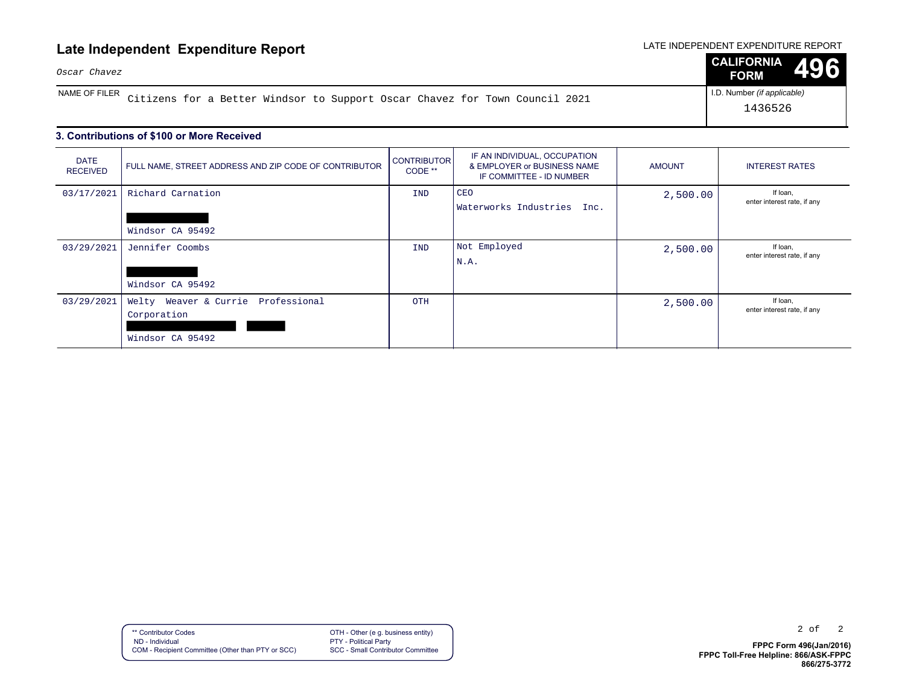# Late Independent Expenditure Report

LATE INDEPENDENT EXPENDITURE REPORT

**CALIFORNIA FORM 496**

*Oscar Chavez*

NAME OF FILER: Citizens for a Better Windsor to Support Oscar Chavez for Town Council 2021

I.D. Number *(if applicable)*: 1436526

### 3. Contributions of $100 or More Received

| DATE RECEIVED | FULL NAME, STREET ADDRESS AND ZIP CODE OF CONTRIBUTOR | CONTRIBUTOR CODE ** | IF AN INDIVIDUAL, OCCUPATION & EMPLOYER or BUSINESS NAME IF COMMITTEE - ID NUMBER | AMOUNT | INTEREST RATES |
|---|---|---|---|---|---|
| 03/17/2021 | Richard Carnation<br>[REDACTED]<br>Windsor CA 95492 | IND | CEO<br>Waterworks Industries Inc. | 2,500.00 | If loan, enter interest rate, if any |
| 03/29/2021 | Jennifer Coombs<br>[REDACTED]<br>Windsor CA 95492 | IND | Not Employed<br>N.A. | 2,500.00 | If loan, enter interest rate, if any |
| 03/29/2021 | Welty Weaver & Currie Professional Corporation<br>[REDACTED] [REDACTED]<br>Windsor CA 95492 | OTH | | 2,500.00 | If loan, enter interest rate, if any |

** Contributor Codes
ND - Individual
COM - Recipient Committee (Other than PTY or SCC)
OTH - Other (e g. business entity)
PTY - Political Party
SCC - Small Contributor Committee

**FPPC Form 496(Jan/2016)**
**FPPC Toll-Free Helpline: 866/ASK-FPPC 866/275-3772**